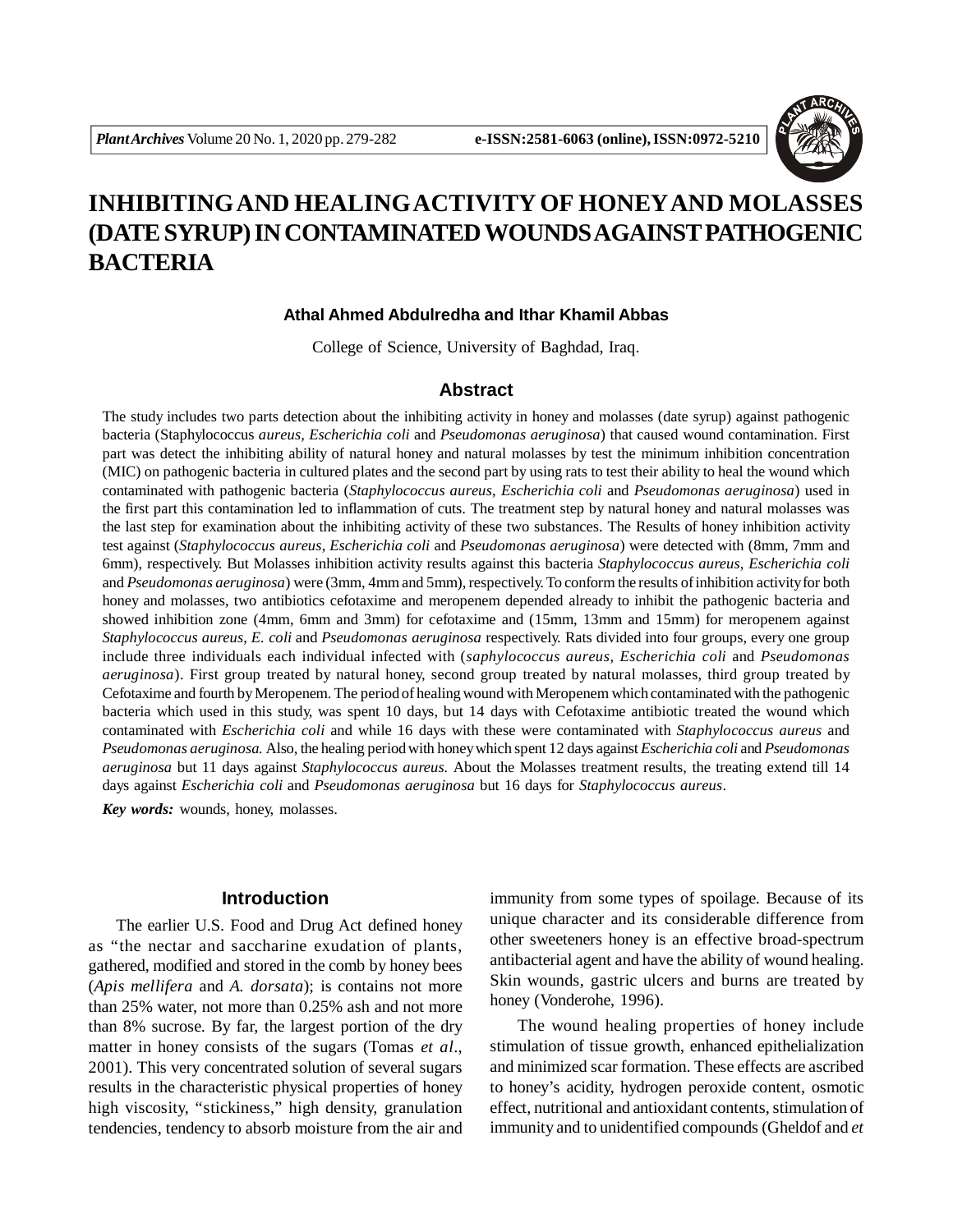# INHIBITING AND HEALING ACTIVITY OF HONEY AND MOLASSES (DATE SYRUP) IN CONTAMINATED WOUNDS AGAINST PATHOGENIC BACTERIA

**Athal Ahmed Abdulredha and Ithar Khamil Abbas**

College of Science, University of Baghdad, Iraq.

## Abstract

The study includes two parts detection about the inhibiting activity in honey and molasses (date syrup) against pathogenic bacteria (Staphylococcus *aureus*, *Escherichia coli* and *Pseudomonas aeruginosa*) that caused wound contamination. First part was detect the inhibiting ability of natural honey and natural molasses by test the minimum inhibition concentration (MIC) on pathogenic bacteria in cultured plates and the second part by using rats to test their ability to heal the wound which contaminated with pathogenic bacteria (*Staphylococcus aureus*, *Escherichia coli* and *Pseudomonas aeruginosa*) used in the first part this contamination led to inflammation of cuts. The treatment step by natural honey and natural molasses was the last step for examination about the inhibiting activity of these two substances. The Results of honey inhibition activity test against (*Staphylococcus aureus*, *Escherichia coli* and *Pseudomonas aeruginosa*) were detected with (8mm, 7mm and 6mm), respectively. But Molasses inhibition activity results against this bacteria *Staphylococcus aureus, Escherichia coli* and *Pseudomonas aeruginosa*) were (3mm, 4mm and 5mm), respectively. To conform the results of inhibition activity for both honey and molasses, two antibiotics cefotaxime and meropenem depended already to inhibit the pathogenic bacteria and showed inhibition zone (4mm, 6mm and 3mm) for cefotaxime and (15mm, 13mm and 15mm) for meropenem against *Staphylococcus aureus, E. coli* and *Pseudomonas aeruginosa* respectively. Rats divided into four groups, every one group include three individuals each individual infected with (*saphylococcus aureus*, *Escherichia coli* and *Pseudomonas aeruginosa*). First group treated by natural honey, second group treated by natural molasses, third group treated by Cefotaxime and fourth by Meropenem. The period of healing wound with Meropenem which contaminated with the pathogenic bacteria which used in this study, was spent 10 days, but 14 days with Cefotaxime antibiotic treated the wound which contaminated with *Escherichia coli* and while 16 days with these were contaminated with *Staphylococcus aureus* and *Pseudomonas aeruginosa.* Also, the healing period with honey which spent 12 days against *Escherichia coli* and *Pseudomonas aeruginosa* but 11 days against *Staphylococcus aureus.* About the Molasses treatment results, the treating extend till 14 days against *Escherichia coli* and *Pseudomonas aeruginosa* but 16 days for *Staphylococcus aureus*.

***Key words:*** wounds, honey, molasses.

## Introduction

The earlier U.S. Food and Drug Act defined honey as "the nectar and saccharine exudation of plants, gathered, modified and stored in the comb by honey bees (*Apis mellifera* and *A. dorsata*); is contains not more than 25% water, not more than 0.25% ash and not more than 8% sucrose. By far, the largest portion of the dry matter in honey consists of the sugars (Tomas *et al*., 2001). This very concentrated solution of several sugars results in the characteristic physical properties of honey high viscosity, "stickiness," high density, granulation tendencies, tendency to absorb moisture from the air and immunity from some types of spoilage. Because of its unique character and its considerable difference from other sweeteners honey is an effective broad-spectrum antibacterial agent and have the ability of wound healing. Skin wounds, gastric ulcers and burns are treated by honey (Vonderohe, 1996).

The wound healing properties of honey include stimulation of tissue growth, enhanced epithelialization and minimized scar formation. These effects are ascribed to honey's acidity, hydrogen peroxide content, osmotic effect, nutritional and antioxidant contents, stimulation of immunity and to unidentified compounds (Gheldof and *et*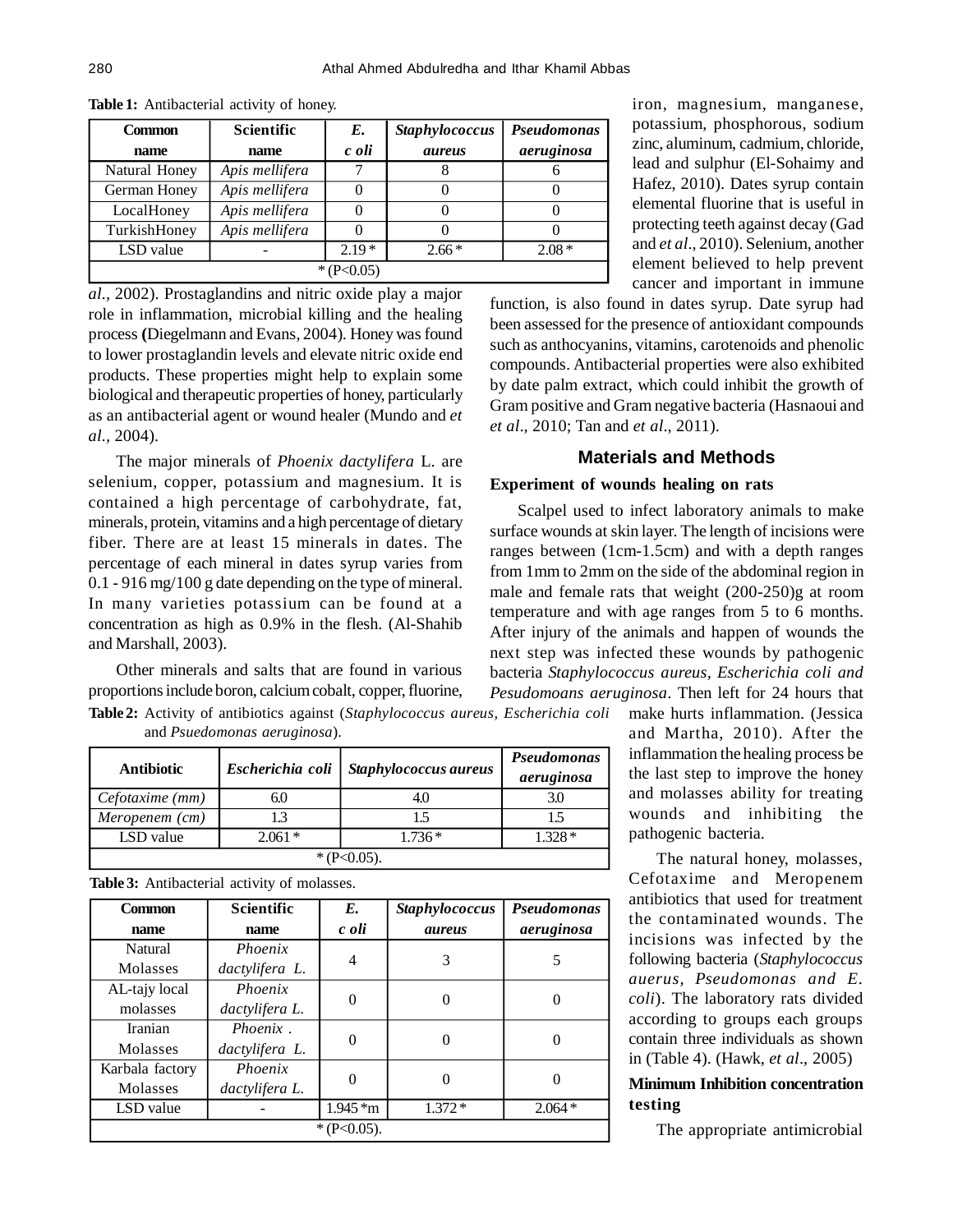**Table 1:** Antibacterial activity of honey.

| Common name | Scientific name | *E. c oli* | *Staphylococcus aureus* | *Pseudomonas aeruginosa* |
|---|---|---|---|---|
| Natural Honey | *Apis mellifera* | 7 | 8 | 6 |
| German Honey | *Apis mellifera* | 0 | 0 | 0 |
| LocalHoney | *Apis mellifera* | 0 | 0 | 0 |
| TurkishHoney | *Apis mellifera* | 0 | 0 | 0 |
| LSD value | - | 2.19 * | 2.66 * | 2.08 * |
| * (P<0.05) | | | | |

*al.*, 2002). Prostaglandins and nitric oxide play a major role in inflammation, microbial killing and the healing process **(**Diegelmann and Evans, 2004). Honey was found to lower prostaglandin levels and elevate nitric oxide end products. These properties might help to explain some biological and therapeutic properties of honey, particularly as an antibacterial agent or wound healer (Mundo and *et al.,* 2004).

The major minerals of *Phoenix dactylifera* L. are selenium, copper, potassium and magnesium. It is contained a high percentage of carbohydrate, fat, minerals, protein, vitamins and a high percentage of dietary fiber. There are at least 15 minerals in dates. The percentage of each mineral in dates syrup varies from 0.1 - 916 mg/100 g date depending on the type of mineral. In many varieties potassium can be found at a concentration as high as 0.9% in the flesh. (Al-Shahib and Marshall, 2003).

Other minerals and salts that are found in various proportions include boron, calcium cobalt, copper, fluorine, iron, magnesium, manganese, potassium, phosphorous, sodium zinc, aluminum, cadmium, chloride, lead and sulphur (El-Sohaimy and Hafez, 2010). Dates syrup contain elemental fluorine that is useful in protecting teeth against decay (Gad and *et al*., 2010). Selenium, another element believed to help prevent cancer and important in immune function, is also found in dates syrup. Date syrup had been assessed for the presence of antioxidant compounds such as anthocyanins, vitamins, carotenoids and phenolic compounds. Antibacterial properties were also exhibited by date palm extract, which could inhibit the growth of Gram positive and Gram negative bacteria (Hasnaoui and *et al*., 2010; Tan and *et al*., 2011).

**Table 2:** Activity of antibiotics against (*Staphylococcus aureus, Escherichia coli* and *Psuedomonas aeruginosa*).

| Antibiotic | *Escherichia coli* | *Staphylococcus aureus* | *Pseudomonas aeruginosa* |
|---|---|---|---|
| *Cefotaxime (mm)* | 6.0 | 4.0 | 3.0 |
| *Meropenem (cm)* | 1.3 | 1.5 | 1.5 |
| LSD value | 2.061 * | 1.736 * | 1.328 * |
| * (P<0.05). | | | |

**Table 3:** Antibacterial activity of molasses.

| Common name | Scientific name | *E. c oli* | *Staphylococcus aureus* | *Pseudomonas aeruginosa* |
|---|---|---|---|---|
| Natural Molasses | *Phoenix dactylifera L.* | 4 | 3 | 5 |
| AL-tajy local molasses | *Phoenix dactylifera L.* | 0 | 0 | 0 |
| Iranian Molasses | *Phoenix . dactylifera L.* | 0 | 0 | 0 |
| Karbala factory Molasses | *Phoenix dactylifera L.* | 0 | 0 | 0 |
| LSD value | - | 1.945 *m | 1.372 * | 2.064 * |
| * (P<0.05). | | | | |

## Materials and Methods

### Experiment of wounds healing on rats

Scalpel used to infect laboratory animals to make surface wounds at skin layer. The length of incisions were ranges between (1cm-1.5cm) and with a depth ranges from 1mm to 2mm on the side of the abdominal region in male and female rats that weight (200-250)g at room temperature and with age ranges from 5 to 6 months. After injury of the animals and happen of wounds the next step was infected these wounds by pathogenic bacteria *Staphylococcus aureus*, *Escherichia coli and Pesudomoans aeruginosa*. Then left for 24 hours that make hurts inflammation. (Jessica and Martha, 2010). After the inflammation the healing process be the last step to improve the honey and molasses ability for treating wounds and inhibiting the pathogenic bacteria.

The natural honey, molasses, Cefotaxime and Meropenem antibiotics that used for treatment the contaminated wounds. The incisions was infected by the following bacteria (*Staphylococcus auerus, Pseudomonas and E. coli*). The laboratory rats divided according to groups each groups contain three individuals as shown in (Table 4). (Hawk, *et al*., 2005)

### Minimum Inhibition concentration testing

The appropriate antimicrobial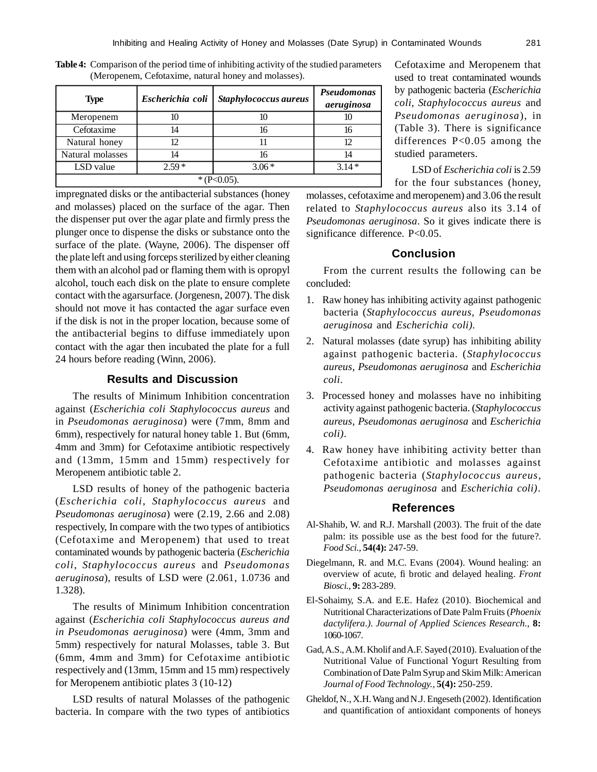**Table 4:** Comparison of the period time of inhibiting activity of the studied parameters (Meropenem, Cefotaxime, natural honey and molasses).

| Type | *Escherichia coli* | *Staphylococcus aureus* | *Pseudomonas aeruginosa* |
|---|---|---|---|
| Meropenem | 10 | 10 | 10 |
| Cefotaxime | 14 | 16 | 16 |
| Natural honey | 12 | 11 | 12 |
| Natural molasses | 14 | 16 | 14 |
| LSD value | 2.59 * | 3.06 * | 3.14 * |
| * (P<0.05). | | | |

impregnated disks or the antibacterial substances (honey and molasses) placed on the surface of the agar. Then the dispenser put over the agar plate and firmly press the plunger once to dispense the disks or substance onto the surface of the plate. (Wayne, 2006). The dispenser off the plate left and using forceps sterilized by either cleaning them with an alcohol pad or flaming them with is opropyl alcohol, touch each disk on the plate to ensure complete contact with the agarsurface. (Jorgenesn, 2007). The disk should not move it has contacted the agar surface even if the disk is not in the proper location, because some of the antibacterial begins to diffuse immediately upon contact with the agar then incubated the plate for a full 24 hours before reading (Winn, 2006).

## Results and Discussion

The results of Minimum Inhibition concentration against (*Escherichia coli Staphylococcus aureus* and in *Pseudomonas aeruginosa*) were (7mm, 8mm and 6mm), respectively for natural honey table 1. But (6mm, 4mm and 3mm) for Cefotaxime antibiotic respectively and (13mm, 15mm and 15mm) respectively for Meropenem antibiotic table 2.

LSD results of honey of the pathogenic bacteria (*Escherichia coli*, *Staphylococcus aureus* and *Pseudomonas aeruginosa*) were (2.19, 2.66 and 2.08) respectively, In compare with the two types of antibiotics (Cefotaxime and Meropenem) that used to treat contaminated wounds by pathogenic bacteria (*Escherichia coli*, *Staphylococcus aureus* and *Pseudomonas aeruginosa*), results of LSD were (2.061, 1.0736 and 1.328).

The results of Minimum Inhibition concentration against (*Escherichia coli Staphylococcus aureus and in Pseudomonas aeruginosa*) were (4mm, 3mm and 5mm) respectively for natural Molasses, table 3. But (6mm, 4mm and 3mm) for Cefotaxime antibiotic respectively and (13mm, 15mm and 15 mm) respectively for Meropenem antibiotic plates 3 (10-12)

LSD results of natural Molasses of the pathogenic bacteria. In compare with the two types of antibiotics Cefotaxime and Meropenem that used to treat contaminated wounds by pathogenic bacteria (*Escherichia coli, Staphylococcus aureus* and *Pseudomonas aeruginosa*), in (Table 3). There is significance differences P<0.05 among the studied parameters.

LSD of *Escherichia coli* is 2.59 for the four substances (honey, molasses, cefotaxime and meropenem) and 3.06 the result related to *Staphylococcus aureus* also its 3.14 of *Pseudomonas aeruginosa*. So it gives indicate there is significance difference. P<0.05.

## Conclusion

From the current results the following can be concluded:

1. Raw honey has inhibiting activity against pathogenic bacteria (*Staphylococcus aureus*, *Pseudomonas aeruginosa* and *Escherichia coli)*.
2. Natural molasses (date syrup) has inhibiting ability against pathogenic bacteria. (*Staphylococcus aureus*, *Pseudomonas aeruginosa* and *Escherichia coli*.
3. Processed honey and molasses have no inhibiting activity against pathogenic bacteria. (*Staphylococcus aureus*, *Pseudomonas aeruginosa* and *Escherichia coli)*.
4. Raw honey have inhibiting activity better than Cefotaxime antibiotic and molasses against pathogenic bacteria (*Staphylococcus aureus*, *Pseudomonas aeruginosa* and *Escherichia coli)*.

## References

Al-Shahib, W. and R.J. Marshall (2003). The fruit of the date palm: its possible use as the best food for the future?. *Food Sci.,* **54(4):** 247-59.

Diegelmann, R. and M.C. Evans (2004). Wound healing: an overview of acute, fi brotic and delayed healing. *Front Biosci.,* **9:** 283-289.

El-Sohaimy, S.A. and E.E. Hafez (2010). Biochemical and Nutritional Characterizations of Date Palm Fruits (*Phoenix dactylifera.). Journal of Applied Sciences Research.,* **8:** 1060-1067.

Gad, A.S., A.M. Kholif and A.F. Sayed (2010). Evaluation of the Nutritional Value of Functional Yogurt Resulting from Combination of Date Palm Syrup and Skim Milk: American *Journal of Food Technology.,* **5(4):** 250-259.

Gheldof, N., X.H. Wang and N.J. Engeseth (2002). Identification and quantification of antioxidant components of honeys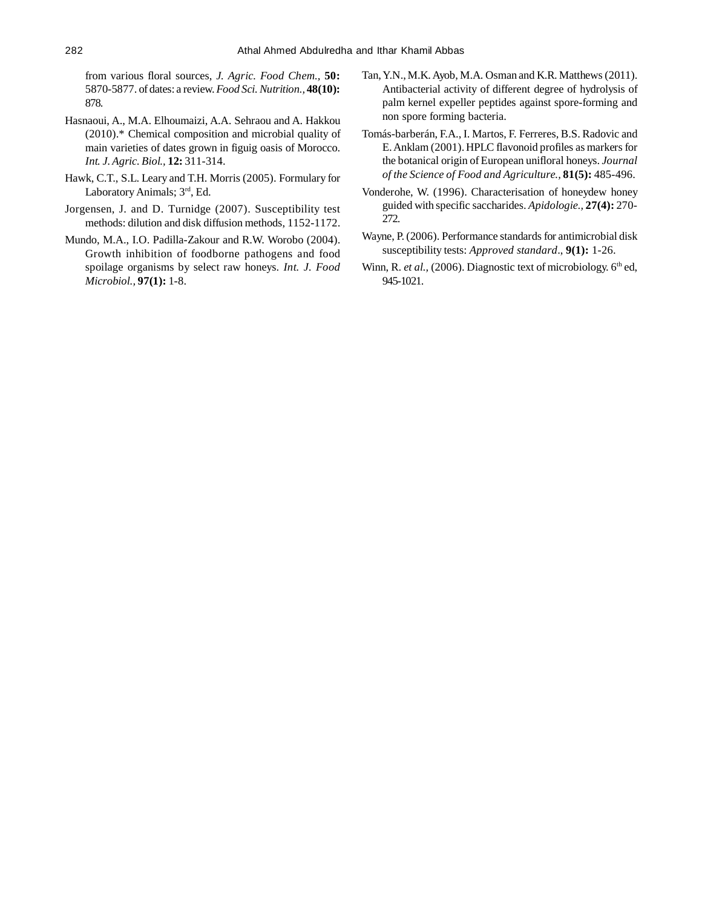from various floral sources, *J. Agric. Food Chem.*, **50:** 5870-5877. of dates: a review. *Food Sci. Nutrition.*, **48(10):** 878.

Hasnaoui, A., M.A. Elhoumaizi, A.A. Sehraou and A. Hakkou (2010).* Chemical composition and microbial quality of main varieties of dates grown in figuig oasis of Morocco. *Int. J. Agric. Biol.*, **12:** 311-314.

Hawk, C.T., S.L. Leary and T.H. Morris (2005). Formulary for Laboratory Animals; 3rd, Ed.

Jorgensen, J. and D. Turnidge (2007). Susceptibility test methods: dilution and disk diffusion methods, 1152-1172.

Mundo, M.A., I.O. Padilla-Zakour and R.W. Worobo (2004). Growth inhibition of foodborne pathogens and food spoilage organisms by select raw honeys. *Int. J. Food Microbiol.*, **97(1):** 1-8.

Tan, Y.N., M.K. Ayob, M.A. Osman and K.R. Matthews (2011). Antibacterial activity of different degree of hydrolysis of palm kernel expeller peptides against spore-forming and non spore forming bacteria.

Tomás-barberán, F.A., I. Martos, F. Ferreres, B.S. Radovic and E. Anklam (2001). HPLC flavonoid profiles as markers for the botanical origin of European unifloral honeys. *Journal of the Science of Food and Agriculture.*, **81(5):** 485-496.

Vonderohe, W. (1996). Characterisation of honeydew honey guided with specific saccharides. *Apidologie.*, **27(4):** 270-272.

Wayne, P. (2006). Performance standards for antimicrobial disk susceptibility tests: *Approved standard*., **9(1):** 1-26.

Winn, R. *et al.*, (2006). Diagnostic text of microbiology. 6th ed, 945-1021.